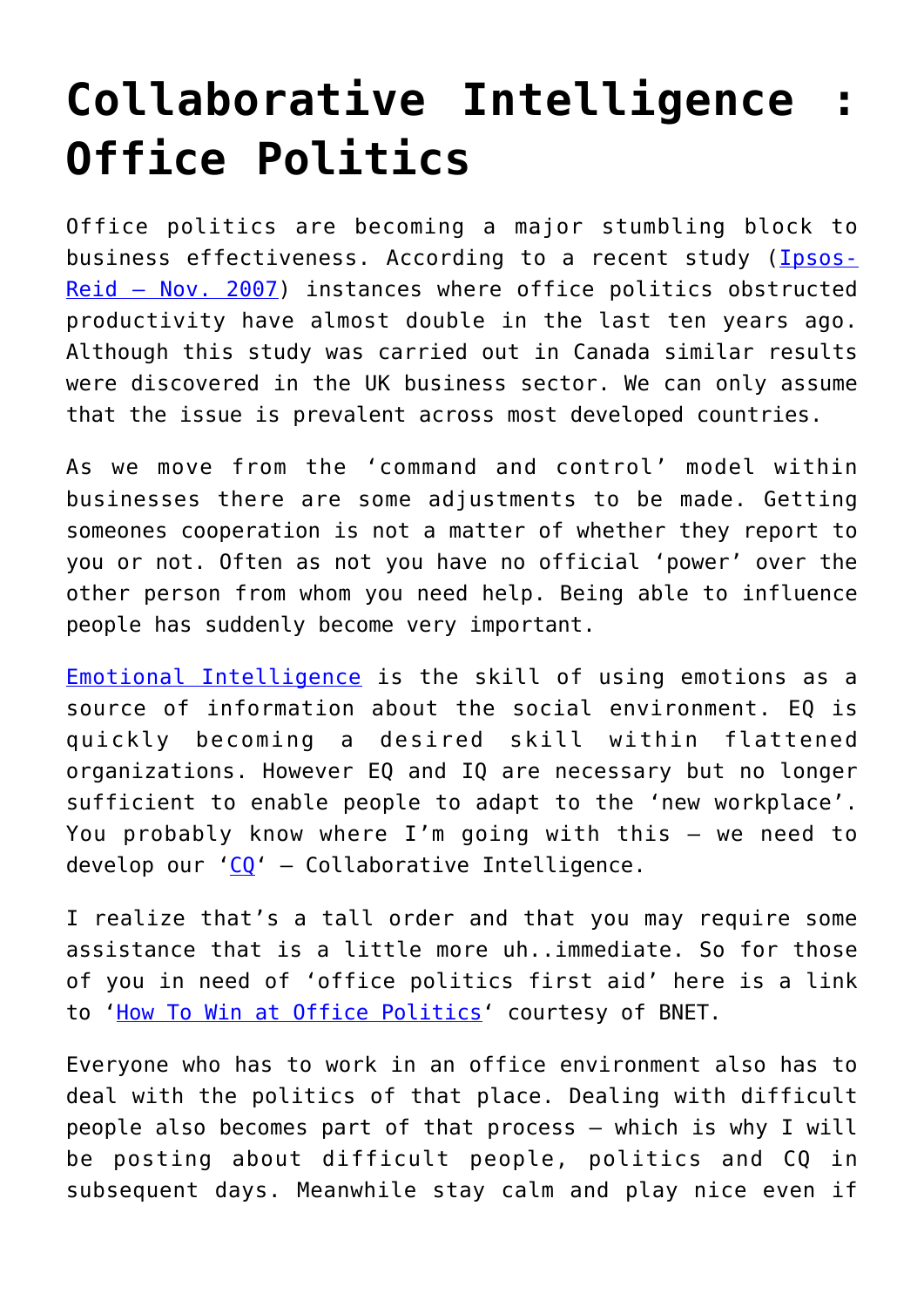# Collaborative Intelligence : Office Politics

Office politics are becoming a major stumbling block to business effectiveness. According to a recent study ([Ipsos-Reid – Nov. 2007]()) instances where office politics obstructed productivity have almost double in the last ten years ago. Although this study was carried out in Canada similar results were discovered in the UK business sector. We can only assume that the issue is prevalent across most developed countries.

As we move from the 'command and control' model within businesses there are some adjustments to be made. Getting someones cooperation is not a matter of whether they report to you or not. Often as not you have no official 'power' over the other person from whom you need help. Being able to influence people has suddenly become very important.

[Emotional Intelligence]() is the skill of using emotions as a source of information about the social environment. EQ is quickly becoming a desired skill within flattened organizations. However EQ and IQ are necessary but no longer sufficient to enable people to adapt to the 'new workplace'. You probably know where I'm going with this – we need to develop our '[CQ]()' – Collaborative Intelligence.

I realize that's a tall order and that you may require some assistance that is a little more uh..immediate. So for those of you in need of 'office politics first aid' here is a link to '[How To Win at Office Politics]()' courtesy of BNET.

Everyone who has to work in an office environment also has to deal with the politics of that place. Dealing with difficult people also becomes part of that process – which is why I will be posting about difficult people, politics and CQ in subsequent days. Meanwhile stay calm and play nice even if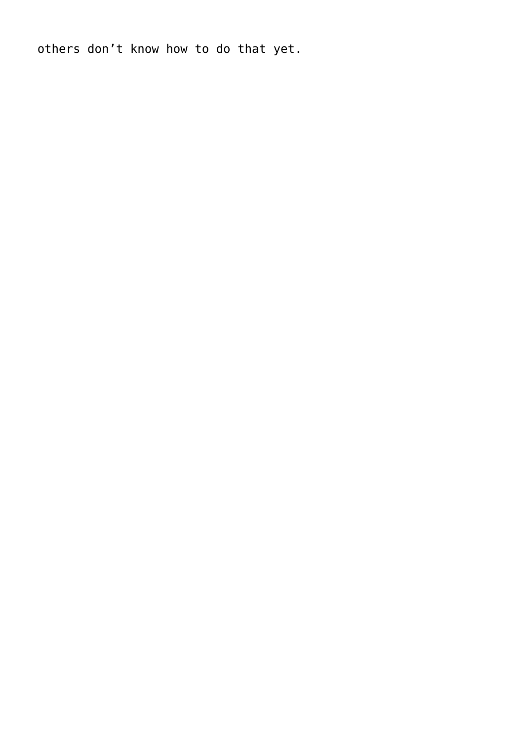others don’t know how to do that yet.